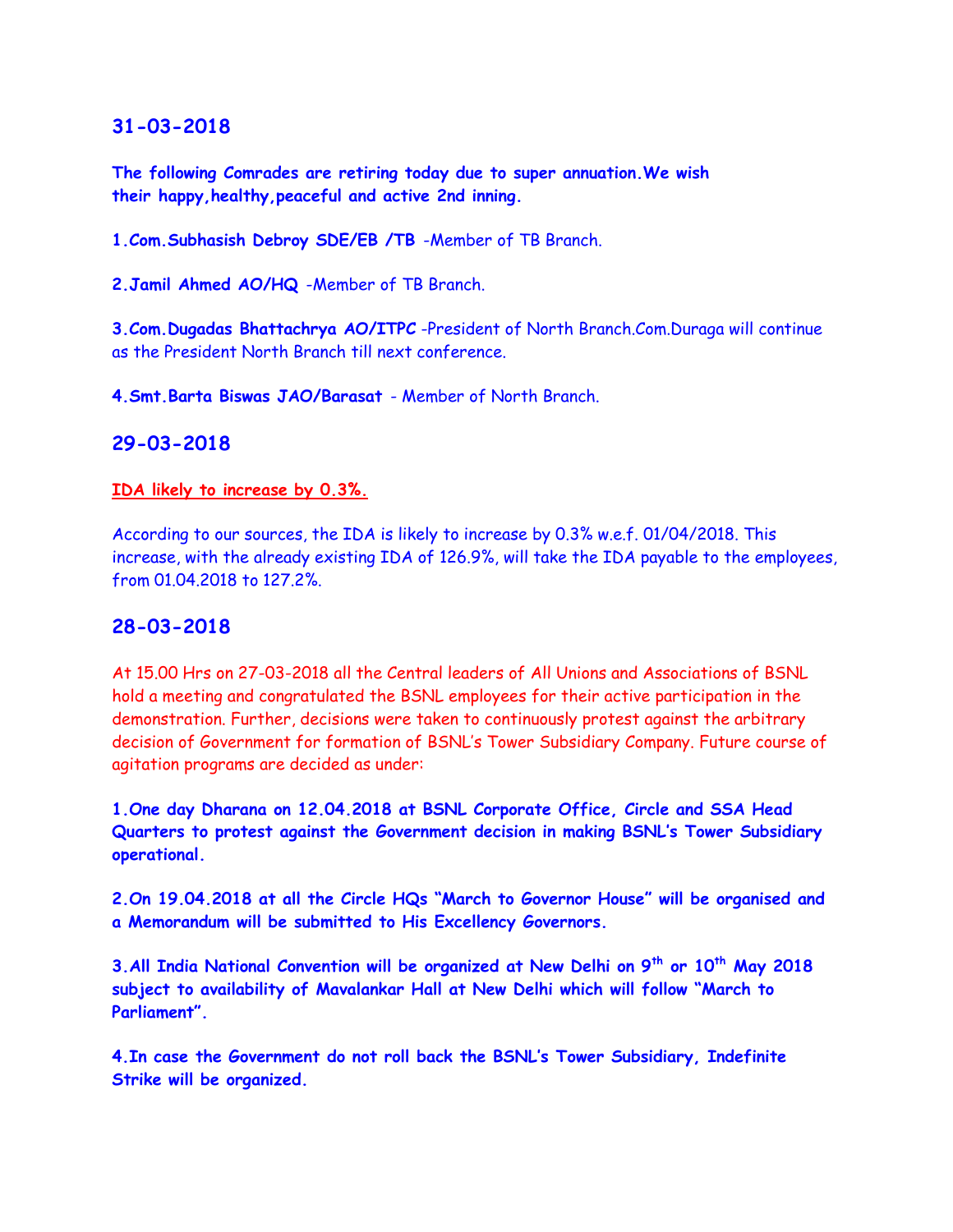## 31-03-2018

**The following Comrades are retiring today due to super annuation.We wish their happy,healthy,peaceful and active 2nd inning.**

**1.Com.Subhasish Debroy SDE/EB /TB** -Member of TB Branch.

**2.Jamil Ahmed AO/HQ** -Member of TB Branch.

**3.Com.Dugadas Bhattachrya AO/ITPC** -President of North Branch.Com.Duraga will continue as the President North Branch till next conference.

**4.Smt.Barta Biswas JAO/Barasat** - Member of North Branch.

## 29-03-2018

**IDA likely to increase by 0.3%.**

According to our sources, the IDA is likely to increase by 0.3% w.e.f. 01/04/2018. This increase, with the already existing IDA of 126.9%, will take the IDA payable to the employees, from 01.04.2018 to 127.2%.

## 28-03-2018

At 15.00 Hrs on 27-03-2018 all the Central leaders of All Unions and Associations of BSNL hold a meeting and congratulated the BSNL employees for their active participation in the demonstration. Further, decisions were taken to continuously protest against the arbitrary decision of Government for formation of BSNL's Tower Subsidiary Company. Future course of agitation programs are decided as under:

**1.One day Dharana on 12.04.2018 at BSNL Corporate Office, Circle and SSA Head Quarters to protest against the Government decision in making BSNL's Tower Subsidiary operational.**

**2.On 19.04.2018 at all the Circle HQs "March to Governor House" will be organised and a Memorandum will be submitted to His Excellency Governors.**

**3.All India National Convention will be organized at New Delhi on 9th or 10th May 2018 subject to availability of Mavalankar Hall at New Delhi which will follow "March to Parliament".**

**4.In case the Government do not roll back the BSNL's Tower Subsidiary, Indefinite Strike will be organized.**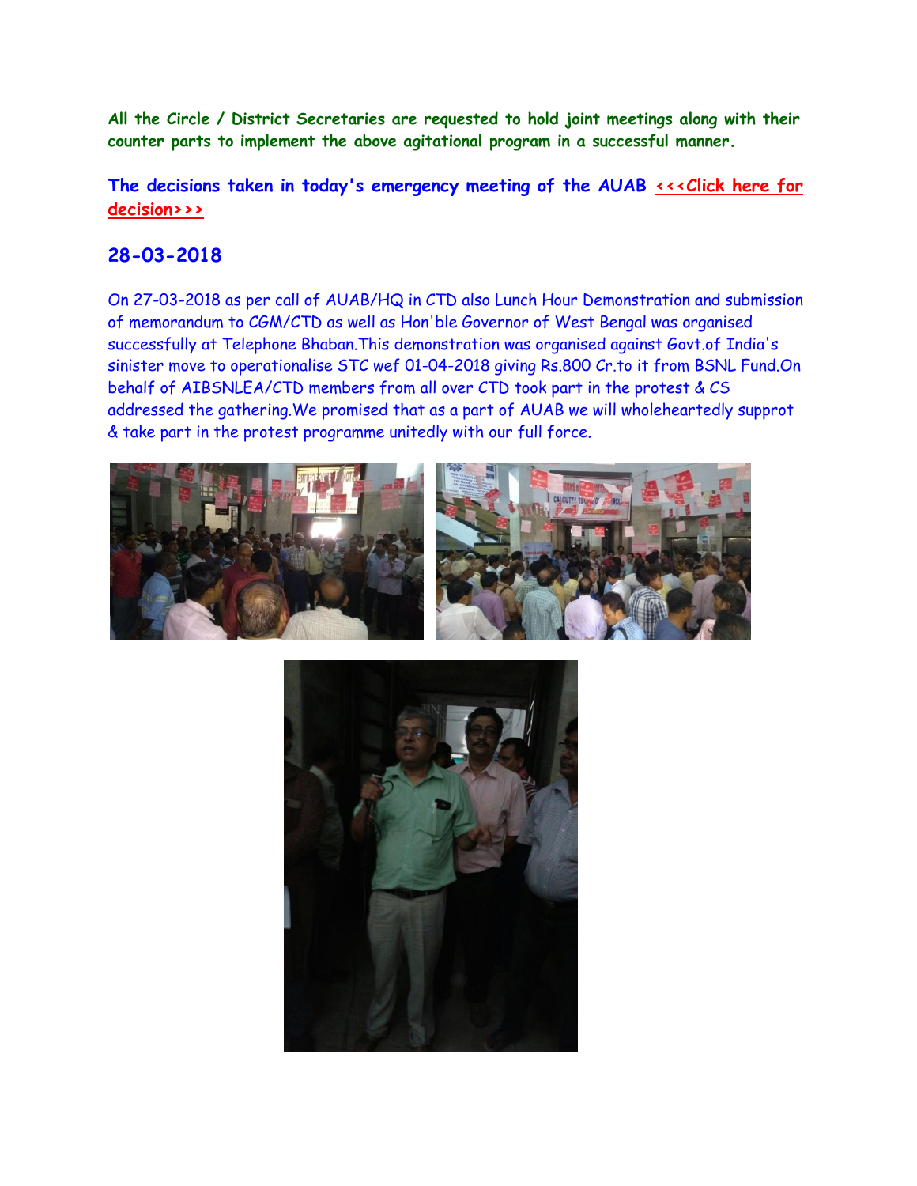**All the Circle / District Secretaries are requested to hold joint meetings along with their counter parts to implement the above agitational program in a successful manner.**

**The decisions taken in today's emergency meeting of the AUAB <<<Click here for decision>>>**

## 28-03-2018

On 27-03-2018 as per call of AUAB/HQ in CTD also Lunch Hour Demonstration and submission of memorandum to CGM/CTD as well as Hon'ble Governor of West Bengal was organised successfully at Telephone Bhaban.This demonstration was organised against Govt.of India's sinister move to operationalise STC wef 01-04-2018 giving Rs.800 Cr.to it from BSNL Fund.On behalf of AIBSNLEA/CTD members from all over CTD took part in the protest & CS addressed the gathering.We promised that as a part of AUAB we will wholeheartedly supprot & take part in the protest programme unitedly with our full force.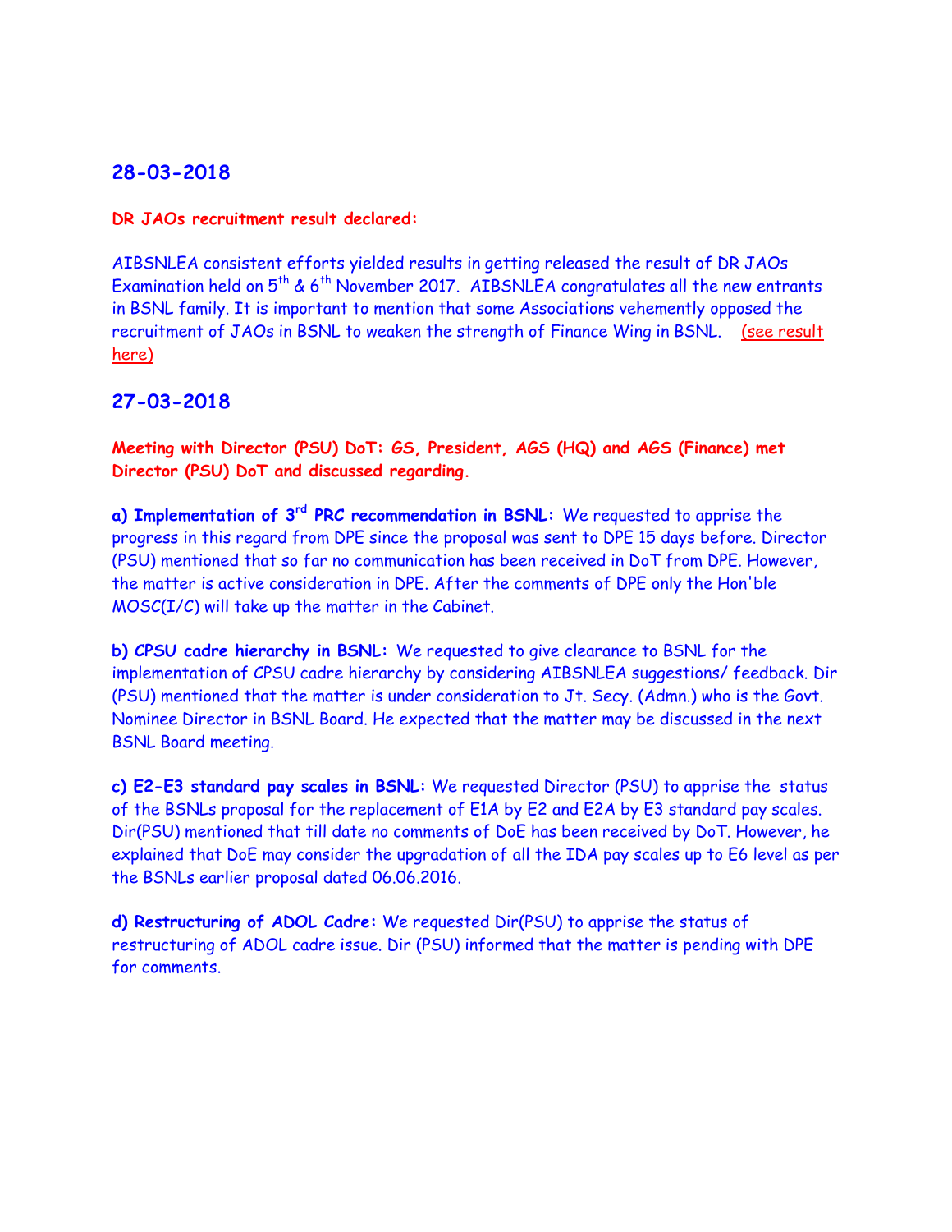## 28-03-2018

**DR JAOs recruitment result declared:**

AIBSNLEA consistent efforts yielded results in getting released the result of DR JAOs Examination held on 5th & 6th November 2017. AIBSNLEA congratulates all the new entrants in BSNL family. It is important to mention that some Associations vehemently opposed the recruitment of JAOs in BSNL to weaken the strength of Finance Wing in BSNL. (see result here)

## 27-03-2018

**Meeting with Director (PSU) DoT: GS, President, AGS (HQ) and AGS (Finance) met Director (PSU) DoT and discussed regarding.**

**a) Implementation of 3rd PRC recommendation in BSNL:** We requested to apprise the progress in this regard from DPE since the proposal was sent to DPE 15 days before. Director (PSU) mentioned that so far no communication has been received in DoT from DPE. However, the matter is active consideration in DPE. After the comments of DPE only the Hon'ble MOSC(I/C) will take up the matter in the Cabinet.

**b) CPSU cadre hierarchy in BSNL:** We requested to give clearance to BSNL for the implementation of CPSU cadre hierarchy by considering AIBSNLEA suggestions/ feedback. Dir (PSU) mentioned that the matter is under consideration to Jt. Secy. (Admn.) who is the Govt. Nominee Director in BSNL Board. He expected that the matter may be discussed in the next BSNL Board meeting.

**c) E2-E3 standard pay scales in BSNL:** We requested Director (PSU) to apprise the status of the BSNLs proposal for the replacement of E1A by E2 and E2A by E3 standard pay scales. Dir(PSU) mentioned that till date no comments of DoE has been received by DoT. However, he explained that DoE may consider the upgradation of all the IDA pay scales up to E6 level as per the BSNLs earlier proposal dated 06.06.2016.

**d) Restructuring of ADOL Cadre:** We requested Dir(PSU) to apprise the status of restructuring of ADOL cadre issue. Dir (PSU) informed that the matter is pending with DPE for comments.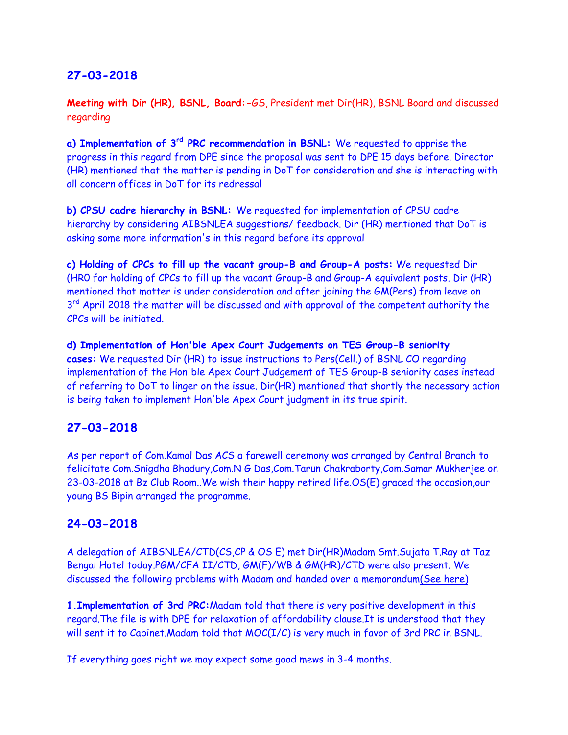## 27-03-2018

**Meeting with Dir (HR), BSNL, Board:-**GS, President met Dir(HR), BSNL Board and discussed regarding

**a) Implementation of 3rd PRC recommendation in BSNL:** We requested to apprise the progress in this regard from DPE since the proposal was sent to DPE 15 days before. Director (HR) mentioned that the matter is pending in DoT for consideration and she is interacting with all concern offices in DoT for its redressal

**b) CPSU cadre hierarchy in BSNL:** We requested for implementation of CPSU cadre hierarchy by considering AIBSNLEA suggestions/ feedback. Dir (HR) mentioned that DoT is asking some more information's in this regard before its approval

**c) Holding of CPCs to fill up the vacant group-B and Group-A posts:** We requested Dir (HR0 for holding of CPCs to fill up the vacant Group-B and Group-A equivalent posts. Dir (HR) mentioned that matter is under consideration and after joining the GM(Pers) from leave on 3rd April 2018 the matter will be discussed and with approval of the competent authority the CPCs will be initiated.

**d) Implementation of Hon'ble Apex Court Judgements on TES Group-B seniority cases:** We requested Dir (HR) to issue instructions to Pers(Cell.) of BSNL CO regarding implementation of the Hon'ble Apex Court Judgement of TES Group-B seniority cases instead of referring to DoT to linger on the issue. Dir(HR) mentioned that shortly the necessary action is being taken to implement Hon'ble Apex Court judgment in its true spirit.

## 27-03-2018

As per report of Com.Kamal Das ACS a farewell ceremony was arranged by Central Branch to felicitate Com.Snigdha Bhadury,Com.N G Das,Com.Tarun Chakraborty,Com.Samar Mukherjee on 23-03-2018 at Bz Club Room..We wish their happy retired life.OS(E) graced the occasion,our young BS Bipin arranged the programme.

## 24-03-2018

A delegation of AIBSNLEA/CTD(CS,CP & OS E) met Dir(HR)Madam Smt.Sujata T.Ray at Taz Bengal Hotel today.PGM/CFA II/CTD, GM(F)/WB & GM(HR)/CTD were also present. We discussed the following problems with Madam and handed over a memorandum(See here)

**1.Implementation of 3rd PRC:**Madam told that there is very positive development in this regard.The file is with DPE for relaxation of affordability clause.It is understood that they will sent it to Cabinet.Madam told that MOC(I/C) is very much in favor of 3rd PRC in BSNL.

If everything goes right we may expect some good mews in 3-4 months.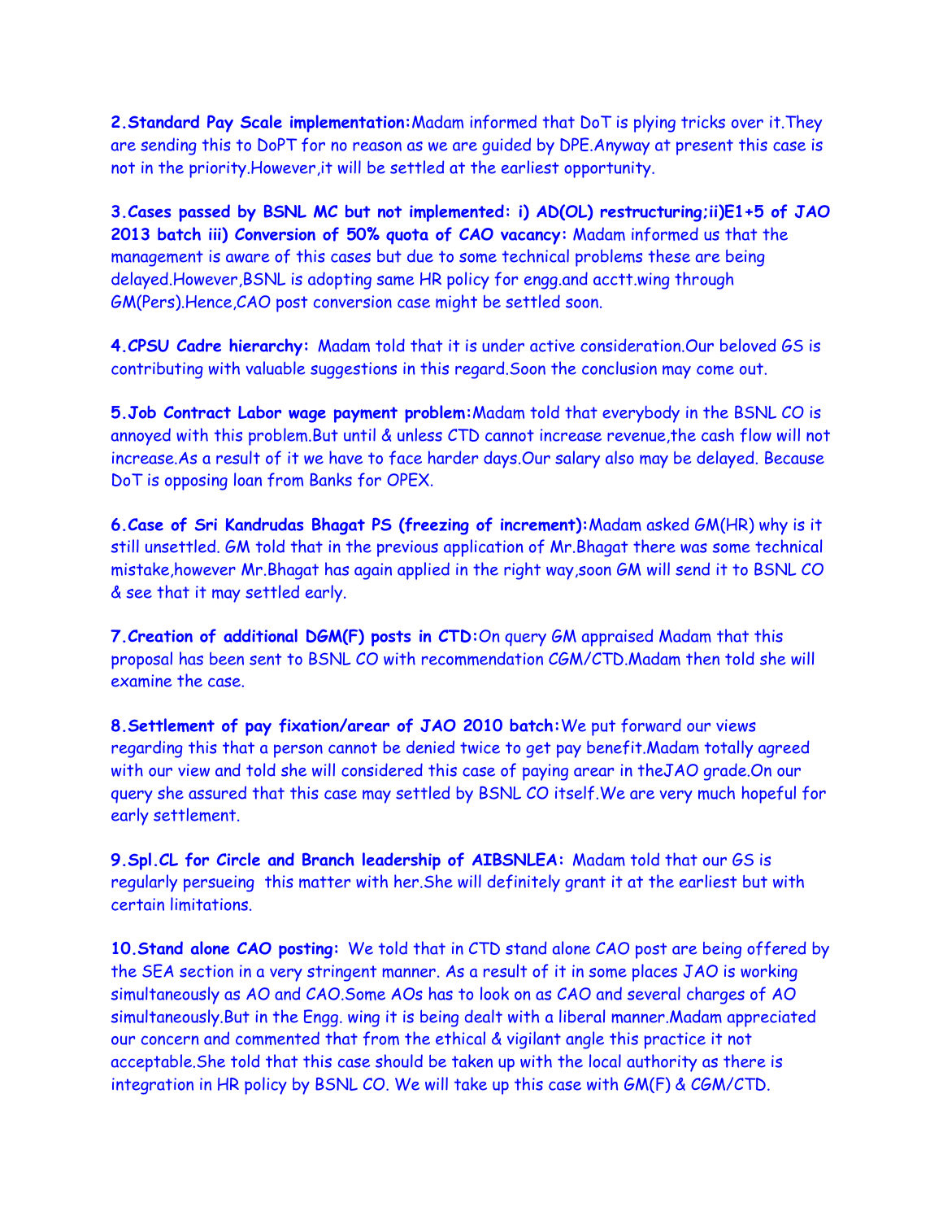**2.Standard Pay Scale implementation:**Madam informed that DoT is plying tricks over it.They are sending this to DoPT for no reason as we are guided by DPE.Anyway at present this case is not in the priority.However,it will be settled at the earliest opportunity.

**3.Cases passed by BSNL MC but not implemented: i) AD(OL) restructuring;ii)E1+5 of JAO 2013 batch iii) Conversion of 50% quota of CAO vacancy:** Madam informed us that the management is aware of this cases but due to some technical problems these are being delayed.However,BSNL is adopting same HR policy for engg.and acctt.wing through GM(Pers).Hence,CAO post conversion case might be settled soon.

**4.CPSU Cadre hierarchy:** Madam told that it is under active consideration.Our beloved GS is contributing with valuable suggestions in this regard.Soon the conclusion may come out.

**5.Job Contract Labor wage payment problem:**Madam told that everybody in the BSNL CO is annoyed with this problem.But until & unless CTD cannot increase revenue,the cash flow will not increase.As a result of it we have to face harder days.Our salary also may be delayed. Because DoT is opposing loan from Banks for OPEX.

**6.Case of Sri Kandrudas Bhagat PS (freezing of increment):**Madam asked GM(HR) why is it still unsettled. GM told that in the previous application of Mr.Bhagat there was some technical mistake,however Mr.Bhagat has again applied in the right way,soon GM will send it to BSNL CO & see that it may settled early.

**7.Creation of additional DGM(F) posts in CTD:**On query GM appraised Madam that this proposal has been sent to BSNL CO with recommendation CGM/CTD.Madam then told she will examine the case.

**8.Settlement of pay fixation/arear of JAO 2010 batch:**We put forward our views regarding this that a person cannot be denied twice to get pay benefit.Madam totally agreed with our view and told she will considered this case of paying arear in theJAO grade.On our query she assured that this case may settled by BSNL CO itself.We are very much hopeful for early settlement.

**9.Spl.CL for Circle and Branch leadership of AIBSNLEA:** Madam told that our GS is regularly persueing this matter with her.She will definitely grant it at the earliest but with certain limitations.

**10.Stand alone CAO posting:** We told that in CTD stand alone CAO post are being offered by the SEA section in a very stringent manner. As a result of it in some places JAO is working simultaneously as AO and CAO.Some AOs has to look on as CAO and several charges of AO simultaneously.But in the Engg. wing it is being dealt with a liberal manner.Madam appreciated our concern and commented that from the ethical & vigilant angle this practice it not acceptable.She told that this case should be taken up with the local authority as there is integration in HR policy by BSNL CO. We will take up this case with GM(F) & CGM/CTD.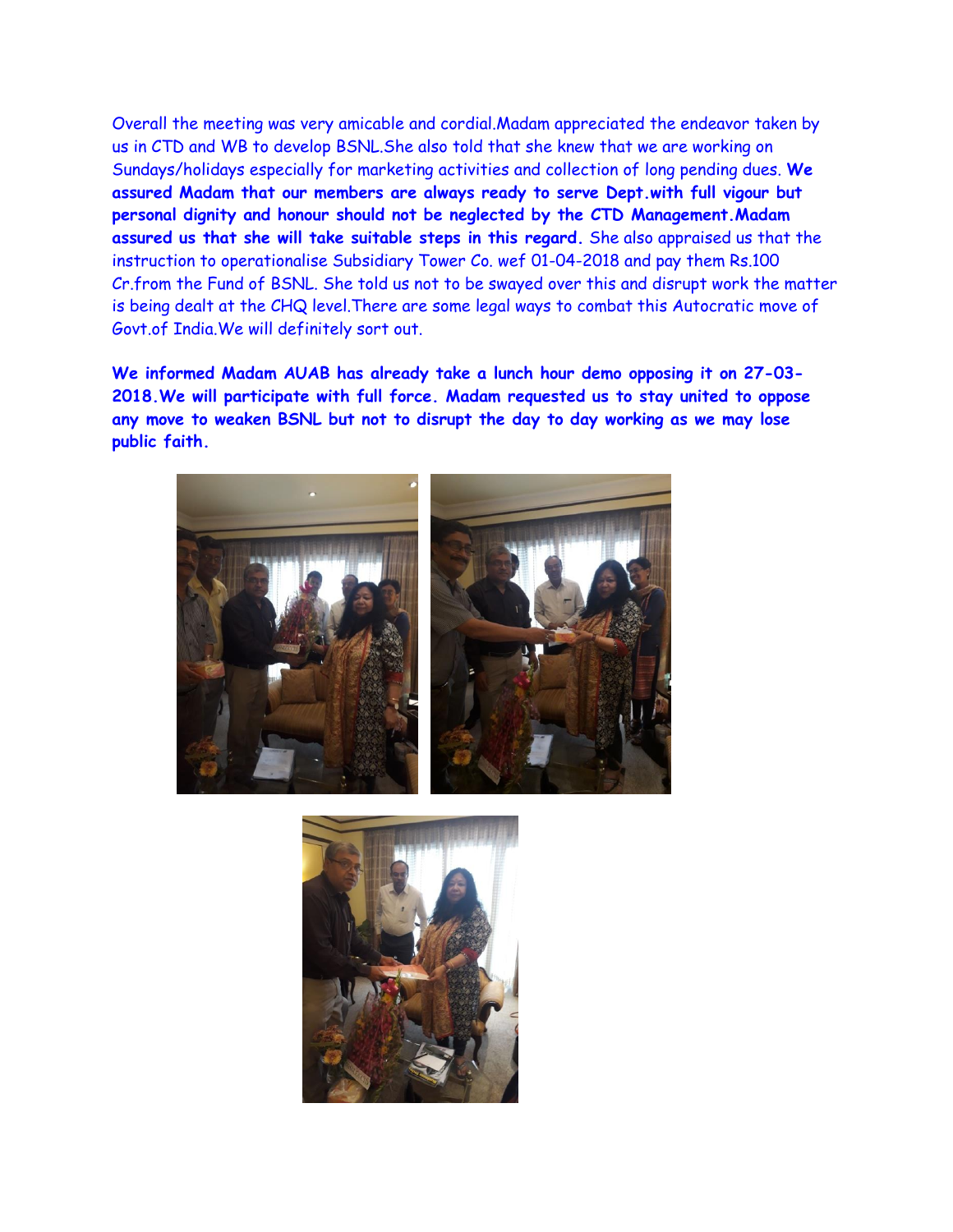Overall the meeting was very amicable and cordial.Madam appreciated the endeavor taken by us in CTD and WB to develop BSNL.She also told that she knew that we are working on Sundays/holidays especially for marketing activities and collection of long pending dues. **We assured Madam that our members are always ready to serve Dept.with full vigour but personal dignity and honour should not be neglected by the CTD Management.Madam assured us that she will take suitable steps in this regard.** She also appraised us that the instruction to operationalise Subsidiary Tower Co. wef 01-04-2018 and pay them Rs.100 Cr.from the Fund of BSNL. She told us not to be swayed over this and disrupt work the matter is being dealt at the CHQ level.There are some legal ways to combat this Autocratic move of Govt.of India.We will definitely sort out.

**We informed Madam AUAB has already take a lunch hour demo opposing it on 27-03-2018.We will participate with full force. Madam requested us to stay united to oppose any move to weaken BSNL but not to disrupt the day to day working as we may lose public faith.**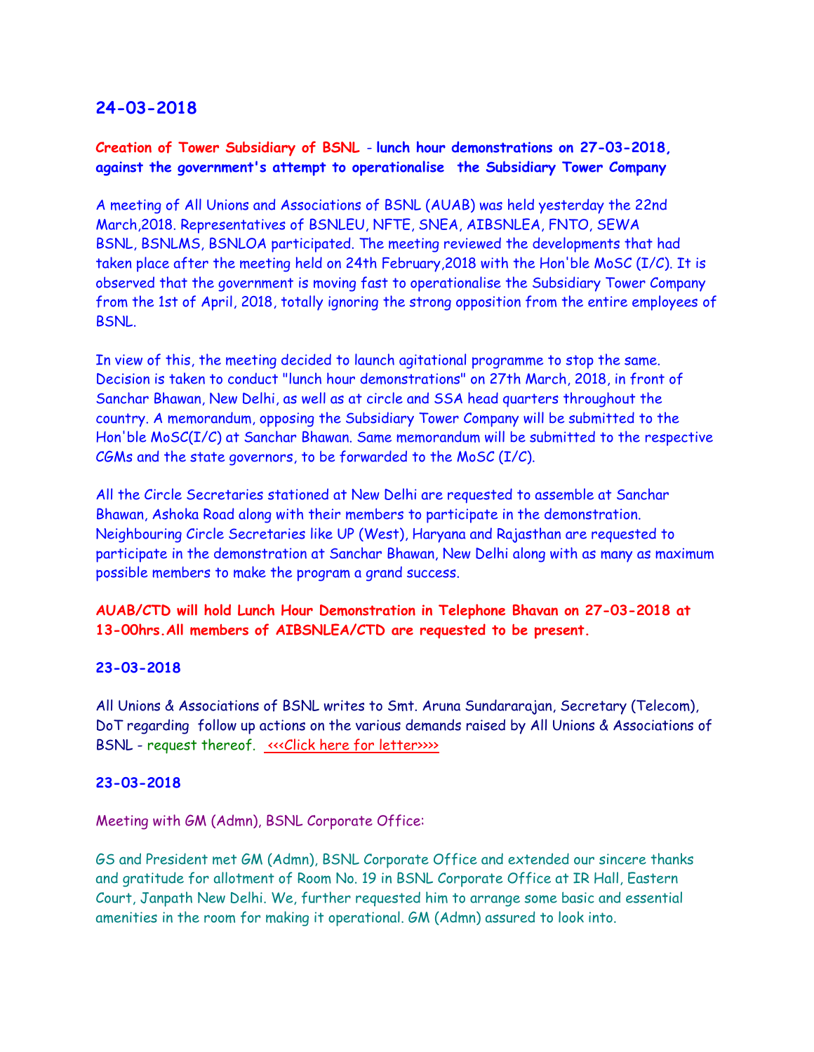## 24-03-2018

**Creation of Tower Subsidiary of BSNL - lunch hour demonstrations on 27-03-2018, against the government's attempt to operationalise the Subsidiary Tower Company**

A meeting of All Unions and Associations of BSNL (AUAB) was held yesterday the 22nd March,2018. Representatives of BSNLEU, NFTE, SNEA, AIBSNLEA, FNTO, SEWA BSNL, BSNLMS, BSNLOA participated. The meeting reviewed the developments that had taken place after the meeting held on 24th February,2018 with the Hon'ble MoSC (I/C). It is observed that the government is moving fast to operationalise the Subsidiary Tower Company from the 1st of April, 2018, totally ignoring the strong opposition from the entire employees of BSNL.

In view of this, the meeting decided to launch agitational programme to stop the same. Decision is taken to conduct "lunch hour demonstrations" on 27th March, 2018, in front of Sanchar Bhawan, New Delhi, as well as at circle and SSA head quarters throughout the country. A memorandum, opposing the Subsidiary Tower Company will be submitted to the Hon'ble MoSC(I/C) at Sanchar Bhawan. Same memorandum will be submitted to the respective CGMs and the state governors, to be forwarded to the MoSC (I/C).

All the Circle Secretaries stationed at New Delhi are requested to assemble at Sanchar Bhawan, Ashoka Road along with their members to participate in the demonstration. Neighbouring Circle Secretaries like UP (West), Haryana and Rajasthan are requested to participate in the demonstration at Sanchar Bhawan, New Delhi along with as many as maximum possible members to make the program a grand success.

**AUAB/CTD will hold Lunch Hour Demonstration in Telephone Bhavan on 27-03-2018 at 13-00hrs.All members of AIBSNLEA/CTD are requested to be present.**

## 23-03-2018

All Unions & Associations of BSNL writes to Smt. Aruna Sundararajan, Secretary (Telecom), DoT regarding follow up actions on the various demands raised by All Unions & Associations of BSNL - request thereof. <<<Click here for letter>>>>

## 23-03-2018

Meeting with GM (Admn), BSNL Corporate Office:

GS and President met GM (Admn), BSNL Corporate Office and extended our sincere thanks and gratitude for allotment of Room No. 19 in BSNL Corporate Office at IR Hall, Eastern Court, Janpath New Delhi. We, further requested him to arrange some basic and essential amenities in the room for making it operational. GM (Admn) assured to look into.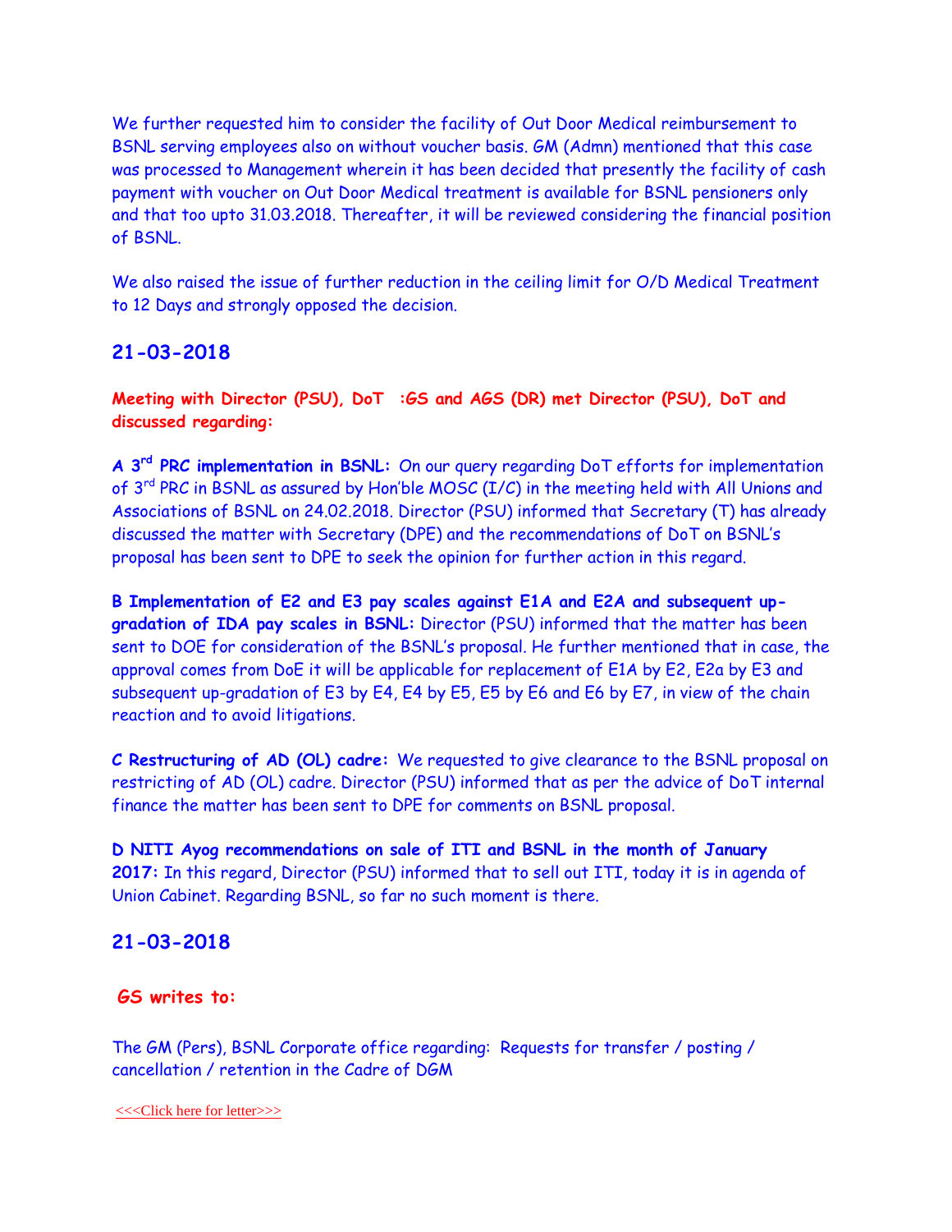We further requested him to consider the facility of Out Door Medical reimbursement to BSNL serving employees also on without voucher basis. GM (Admn) mentioned that this case was processed to Management wherein it has been decided that presently the facility of cash payment with voucher on Out Door Medical treatment is available for BSNL pensioners only and that too upto 31.03.2018. Thereafter, it will be reviewed considering the financial position of BSNL.

We also raised the issue of further reduction in the ceiling limit for O/D Medical Treatment to 12 Days and strongly opposed the decision.

## 21-03-2018

**Meeting with Director (PSU), DoT :GS and AGS (DR) met Director (PSU), DoT and discussed regarding:**

**A 3rd PRC implementation in BSNL:** On our query regarding DoT efforts for implementation of 3rd PRC in BSNL as assured by Hon'ble MOSC (I/C) in the meeting held with All Unions and Associations of BSNL on 24.02.2018. Director (PSU) informed that Secretary (T) has already discussed the matter with Secretary (DPE) and the recommendations of DoT on BSNL's proposal has been sent to DPE to seek the opinion for further action in this regard.

**B Implementation of E2 and E3 pay scales against E1A and E2A and subsequent up-gradation of IDA pay scales in BSNL:** Director (PSU) informed that the matter has been sent to DOE for consideration of the BSNL's proposal. He further mentioned that in case, the approval comes from DoE it will be applicable for replacement of E1A by E2, E2a by E3 and subsequent up-gradation of E3 by E4, E4 by E5, E5 by E6 and E6 by E7, in view of the chain reaction and to avoid litigations.

**C Restructuring of AD (OL) cadre:** We requested to give clearance to the BSNL proposal on restricting of AD (OL) cadre. Director (PSU) informed that as per the advice of DoT internal finance the matter has been sent to DPE for comments on BSNL proposal.

**D NITI Ayog recommendations on sale of ITI and BSNL in the month of January 2017:** In this regard, Director (PSU) informed that to sell out ITI, today it is in agenda of Union Cabinet. Regarding BSNL, so far no such moment is there.

## 21-03-2018

**GS writes to:**

The GM (Pers), BSNL Corporate office regarding: Requests for transfer / posting / cancellation / retention in the Cadre of DGM

<<<Click here for letter>>>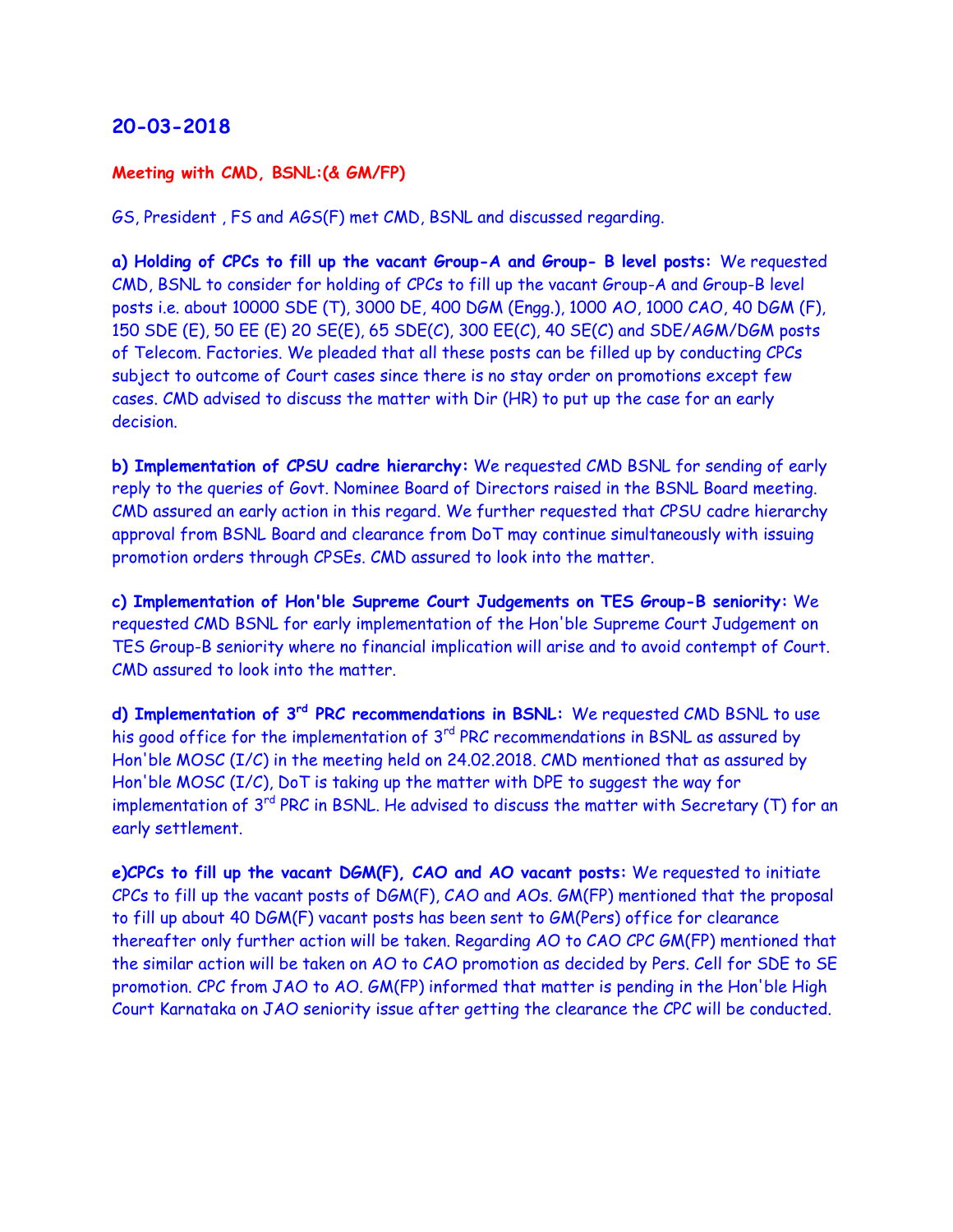## 20-03-2018

**Meeting with CMD, BSNL:(& GM/FP)**

GS, President , FS and AGS(F) met CMD, BSNL and discussed regarding.

**a) Holding of CPCs to fill up the vacant Group-A and Group- B level posts:** We requested CMD, BSNL to consider for holding of CPCs to fill up the vacant Group-A and Group-B level posts i.e. about 10000 SDE (T), 3000 DE, 400 DGM (Engg.), 1000 AO, 1000 CAO, 40 DGM (F), 150 SDE (E), 50 EE (E) 20 SE(E), 65 SDE(C), 300 EE(C), 40 SE(C) and SDE/AGM/DGM posts of Telecom. Factories. We pleaded that all these posts can be filled up by conducting CPCs subject to outcome of Court cases since there is no stay order on promotions except few cases. CMD advised to discuss the matter with Dir (HR) to put up the case for an early decision.

**b) Implementation of CPSU cadre hierarchy:** We requested CMD BSNL for sending of early reply to the queries of Govt. Nominee Board of Directors raised in the BSNL Board meeting. CMD assured an early action in this regard. We further requested that CPSU cadre hierarchy approval from BSNL Board and clearance from DoT may continue simultaneously with issuing promotion orders through CPSEs. CMD assured to look into the matter.

**c) Implementation of Hon'ble Supreme Court Judgements on TES Group-B seniority:** We requested CMD BSNL for early implementation of the Hon'ble Supreme Court Judgement on TES Group-B seniority where no financial implication will arise and to avoid contempt of Court. CMD assured to look into the matter.

**d) Implementation of 3rd PRC recommendations in BSNL:** We requested CMD BSNL to use his good office for the implementation of 3rd PRC recommendations in BSNL as assured by Hon'ble MOSC (I/C) in the meeting held on 24.02.2018. CMD mentioned that as assured by Hon'ble MOSC (I/C), DoT is taking up the matter with DPE to suggest the way for implementation of 3rd PRC in BSNL. He advised to discuss the matter with Secretary (T) for an early settlement.

**e)CPCs to fill up the vacant DGM(F), CAO and AO vacant posts:** We requested to initiate CPCs to fill up the vacant posts of DGM(F), CAO and AOs. GM(FP) mentioned that the proposal to fill up about 40 DGM(F) vacant posts has been sent to GM(Pers) office for clearance thereafter only further action will be taken. Regarding AO to CAO CPC GM(FP) mentioned that the similar action will be taken on AO to CAO promotion as decided by Pers. Cell for SDE to SE promotion. CPC from JAO to AO. GM(FP) informed that matter is pending in the Hon'ble High Court Karnataka on JAO seniority issue after getting the clearance the CPC will be conducted.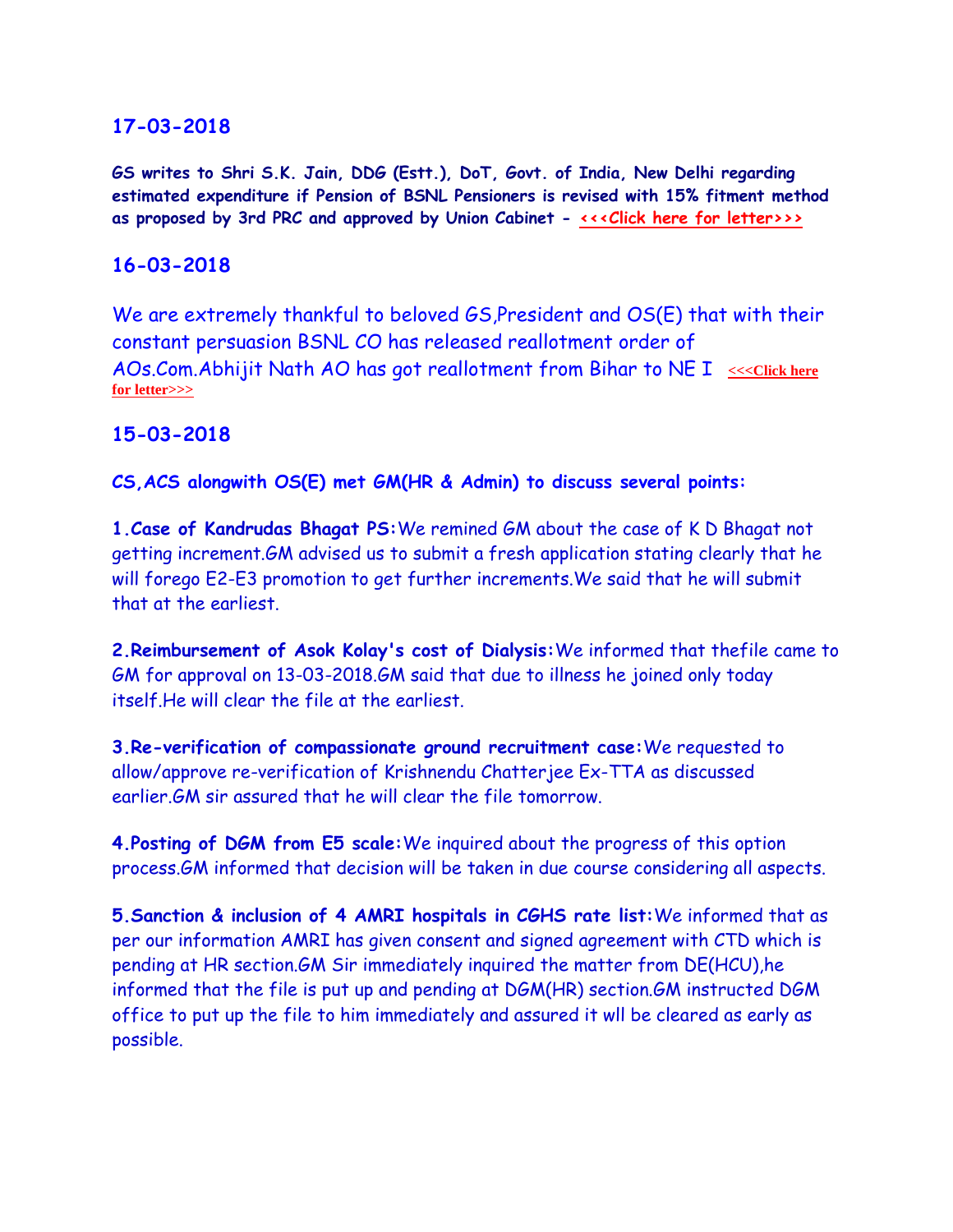## 17-03-2018

**GS writes to Shri S.K. Jain, DDG (Estt.), DoT, Govt. of India, New Delhi regarding estimated expenditure if Pension of BSNL Pensioners is revised with 15% fitment method as proposed by 3rd PRC and approved by Union Cabinet - <<<Click here for letter>>>**

## 16-03-2018

We are extremely thankful to beloved GS,President and OS(E) that with their constant persuasion BSNL CO has released reallotment order of AOs.Com.Abhijit Nath AO has got reallotment from Bihar to NE I <<<Click here for letter>>>

## 15-03-2018

**CS,ACS alongwith OS(E) met GM(HR & Admin) to discuss several points:**

**1.Case of Kandrudas Bhagat PS:**We remined GM about the case of K D Bhagat not getting increment.GM advised us to submit a fresh application stating clearly that he will forego E2-E3 promotion to get further increments.We said that he will submit that at the earliest.

**2.Reimbursement of Asok Kolay's cost of Dialysis:**We informed that thefile came to GM for approval on 13-03-2018.GM said that due to illness he joined only today itself.He will clear the file at the earliest.

**3.Re-verification of compassionate ground recruitment case:**We requested to allow/approve re-verification of Krishnendu Chatterjee Ex-TTA as discussed earlier.GM sir assured that he will clear the file tomorrow.

**4.Posting of DGM from E5 scale:**We inquired about the progress of this option process.GM informed that decision will be taken in due course considering all aspects.

**5.Sanction & inclusion of 4 AMRI hospitals in CGHS rate list:**We informed that as per our information AMRI has given consent and signed agreement with CTD which is pending at HR section.GM Sir immediately inquired the matter from DE(HCU),he informed that the file is put up and pending at DGM(HR) section.GM instructed DGM office to put up the file to him immediately and assured it wll be cleared as early as possible.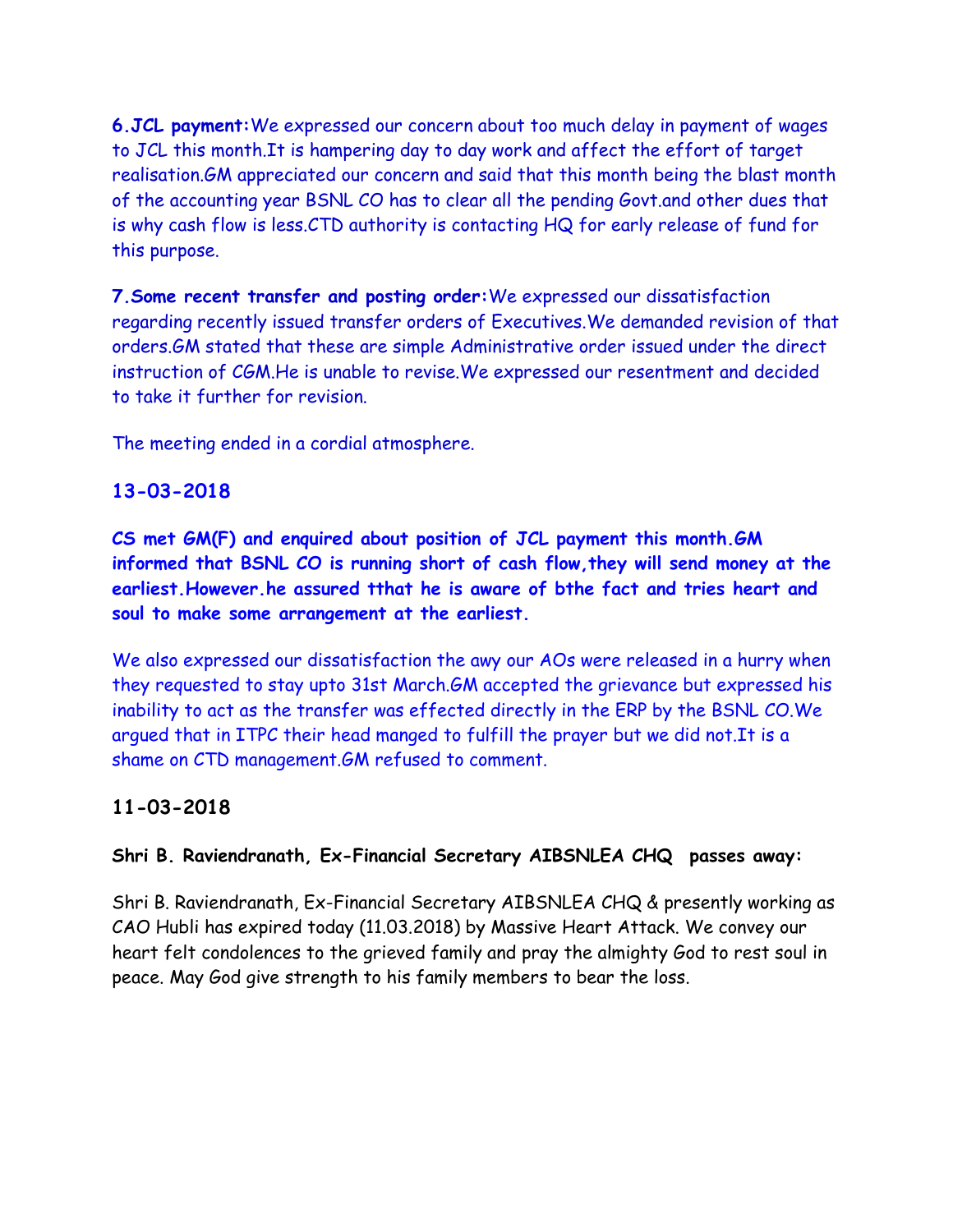**6.JCL payment:**We expressed our concern about too much delay in payment of wages to JCL this month.It is hampering day to day work and affect the effort of target realisation.GM appreciated our concern and said that this month being the blast month of the accounting year BSNL CO has to clear all the pending Govt.and other dues that is why cash flow is less.CTD authority is contacting HQ for early release of fund for this purpose.

**7.Some recent transfer and posting order:**We expressed our dissatisfaction regarding recently issued transfer orders of Executives.We demanded revision of that orders.GM stated that these are simple Administrative order issued under the direct instruction of CGM.He is unable to revise.We expressed our resentment and decided to take it further for revision.

The meeting ended in a cordial atmosphere.

## 13-03-2018

**CS met GM(F) and enquired about position of JCL payment this month.GM informed that BSNL CO is running short of cash flow,they will send money at the earliest.However.he assured tthat he is aware of bthe fact and tries heart and soul to make some arrangement at the earliest.**

We also expressed our dissatisfaction the awy our AOs were released in a hurry when they requested to stay upto 31st March.GM accepted the grievance but expressed his inability to act as the transfer was effected directly in the ERP by the BSNL CO.We argued that in ITPC their head manged to fulfill the prayer but we did not.It is a shame on CTD management.GM refused to comment.

## 11-03-2018

**Shri B. Raviendranath, Ex-Financial Secretary AIBSNLEA CHQ passes away:**

Shri B. Raviendranath, Ex-Financial Secretary AIBSNLEA CHQ & presently working as CAO Hubli has expired today (11.03.2018) by Massive Heart Attack. We convey our heart felt condolences to the grieved family and pray the almighty God to rest soul in peace. May God give strength to his family members to bear the loss.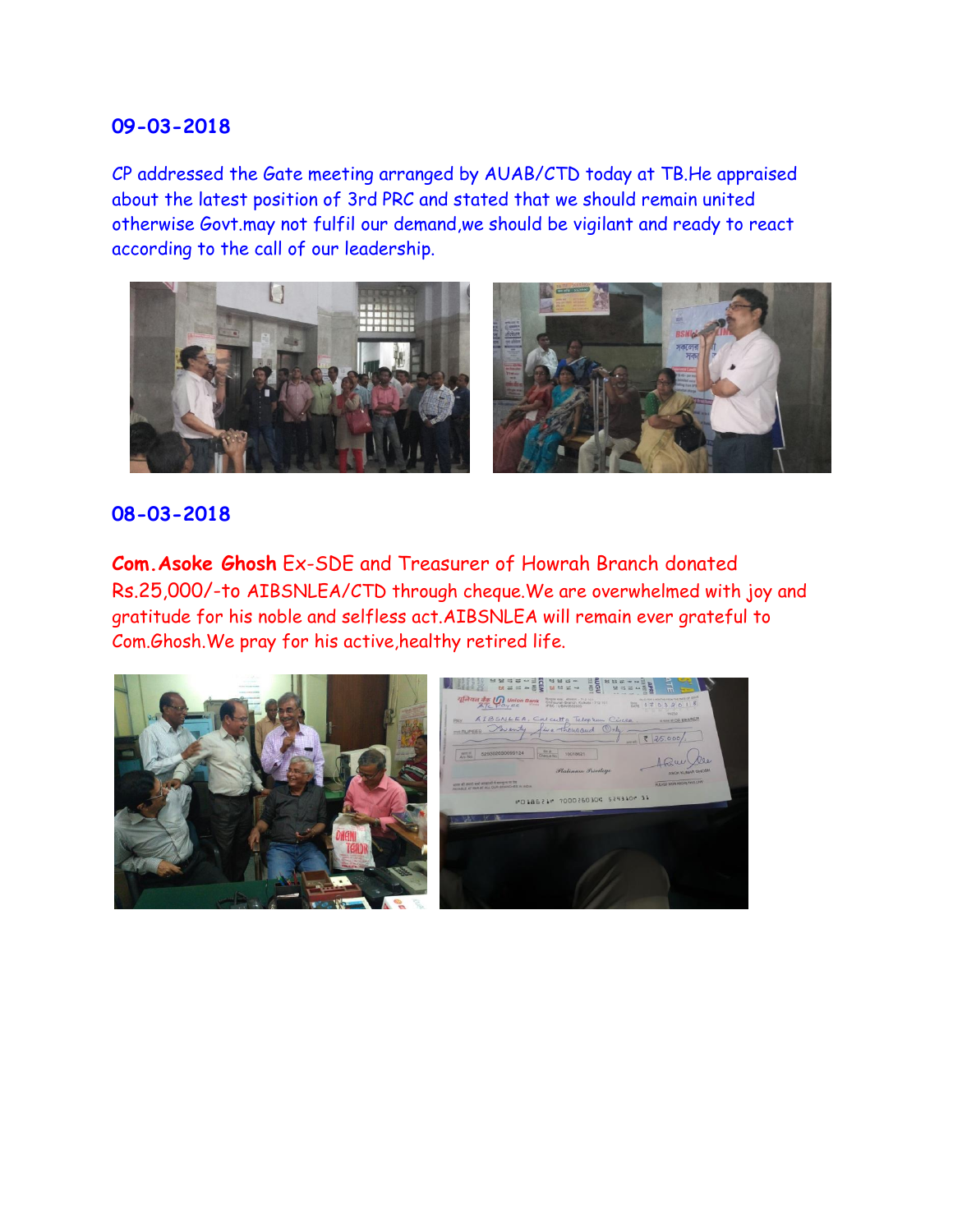## 09-03-2018

CP addressed the Gate meeting arranged by AUAB/CTD today at TB.He appraised about the latest position of 3rd PRC and stated that we should remain united otherwise Govt.may not fulfil our demand,we should be vigilant and ready to react according to the call of our leadership.

## 08-03-2018

**Com.Asoke Ghosh** Ex-SDE and Treasurer of Howrah Branch donated Rs.25,000/-to AIBSNLEA/CTD through cheque.We are overwhelmed with joy and gratitude for his noble and selfless act.AIBSNLEA will remain ever grateful to Com.Ghosh.We pray for his active,healthy retired life.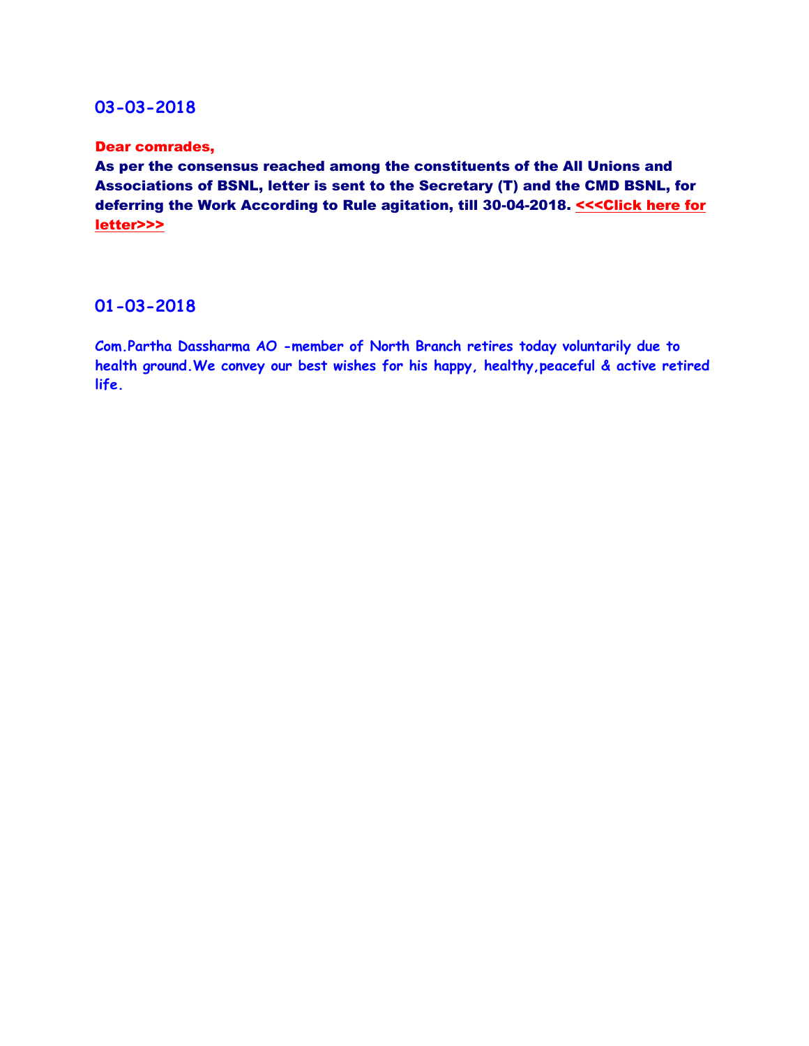## 03-03-2018

Dear comrades,

**As per the consensus reached among the constituents of the All Unions and Associations of BSNL, letter is sent to the Secretary (T) and the CMD BSNL, for deferring the Work According to Rule agitation, till 30-04-2018. <<<Click here for letter>>>**

## 01-03-2018

**Com.Partha Dassharma AO -member of North Branch retires today voluntarily due to health ground.We convey our best wishes for his happy, healthy,peaceful & active retired life.**